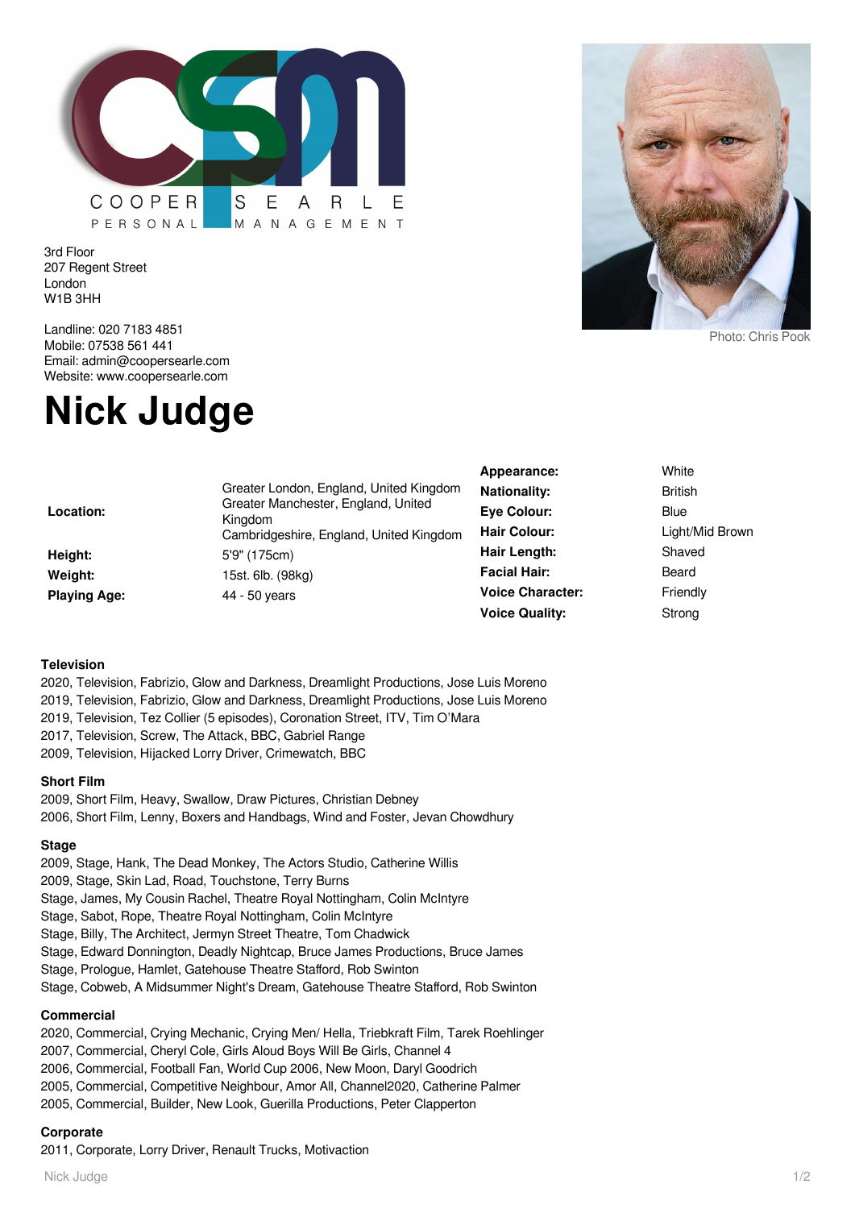COOPER SEARLE PERSONAL MANAGEMENT

3rd Floor
207 Regent Street
London
W1B 3HH

Landline: 020 7183 4851
Mobile: 07538 561 441
Email: admin@coopersearle.com
Website: www.coopersearle.com

Photo: Chris Pook

# Nick Judge

| | |
|---|---|
| **Location:** | Greater London, England, United Kingdom<br>Greater Manchester, England, United Kingdom<br>Cambridgeshire, England, United Kingdom |
| **Height:** | 5'9" (175cm) |
| **Weight:** | 15st. 6lb. (98kg) |
| **Playing Age:** | 44 - 50 years |

| | |
|---|---|
| **Appearance:** | White |
| **Nationality:** | British |
| **Eye Colour:** | Blue |
| **Hair Colour:** | Light/Mid Brown |
| **Hair Length:** | Shaved |
| **Facial Hair:** | Beard |
| **Voice Character:** | Friendly |
| **Voice Quality:** | Strong |

### Television

2020, Television, Fabrizio, Glow and Darkness, Dreamlight Productions, Jose Luis Moreno
2019, Television, Fabrizio, Glow and Darkness, Dreamlight Productions, Jose Luis Moreno
2019, Television, Tez Collier (5 episodes), Coronation Street, ITV, Tim O'Mara
2017, Television, Screw, The Attack, BBC, Gabriel Range
2009, Television, Hijacked Lorry Driver, Crimewatch, BBC

### Short Film

2009, Short Film, Heavy, Swallow, Draw Pictures, Christian Debney
2006, Short Film, Lenny, Boxers and Handbags, Wind and Foster, Jevan Chowdhury

### Stage

2009, Stage, Hank, The Dead Monkey, The Actors Studio, Catherine Willis
2009, Stage, Skin Lad, Road, Touchstone, Terry Burns
Stage, James, My Cousin Rachel, Theatre Royal Nottingham, Colin McIntyre
Stage, Sabot, Rope, Theatre Royal Nottingham, Colin McIntyre
Stage, Billy, The Architect, Jermyn Street Theatre, Tom Chadwick
Stage, Edward Donnington, Deadly Nightcap, Bruce James Productions, Bruce James
Stage, Prologue, Hamlet, Gatehouse Theatre Stafford, Rob Swinton
Stage, Cobweb, A Midsummer Night's Dream, Gatehouse Theatre Stafford, Rob Swinton

### Commercial

2020, Commercial, Crying Mechanic, Crying Men/ Hella, Triebkraft Film, Tarek Roehlinger
2007, Commercial, Cheryl Cole, Girls Aloud Boys Will Be Girls, Channel 4
2006, Commercial, Football Fan, World Cup 2006, New Moon, Daryl Goodrich
2005, Commercial, Competitive Neighbour, Amor All, Channel2020, Catherine Palmer
2005, Commercial, Builder, New Look, Guerilla Productions, Peter Clapperton

### Corporate

2011, Corporate, Lorry Driver, Renault Trucks, Motivaction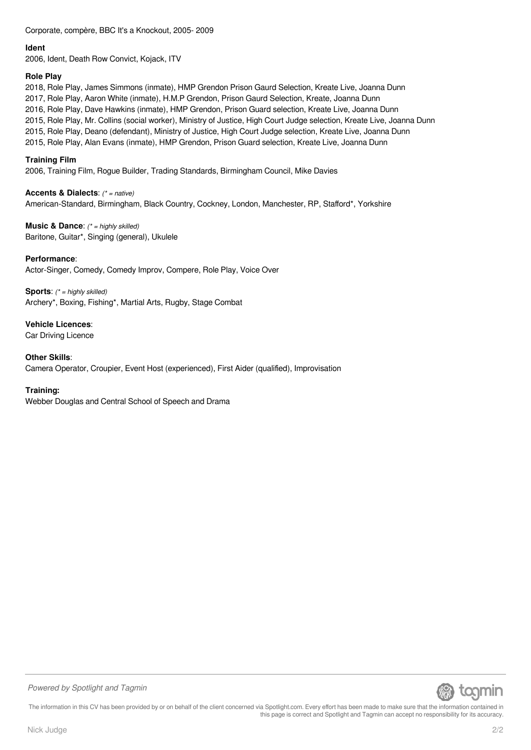Corporate, compère, BBC It's a Knockout, 2005- 2009

**Ident**

2006, Ident, Death Row Convict, Kojack, ITV

**Role Play**

2018, Role Play, James Simmons (inmate), HMP Grendon Prison Gaurd Selection, Kreate Live, Joanna Dunn
2017, Role Play, Aaron White (inmate), H.M.P Grendon, Prison Gaurd Selection, Kreate, Joanna Dunn
2016, Role Play, Dave Hawkins (inmate), HMP Grendon, Prison Guard selection, Kreate Live, Joanna Dunn
2015, Role Play, Mr. Collins (social worker), Ministry of Justice, High Court Judge selection, Kreate Live, Joanna Dunn
2015, Role Play, Deano (defendant), Ministry of Justice, High Court Judge selection, Kreate Live, Joanna Dunn
2015, Role Play, Alan Evans (inmate), HMP Grendon, Prison Guard selection, Kreate Live, Joanna Dunn

**Training Film**

2006, Training Film, Rogue Builder, Trading Standards, Birmingham Council, Mike Davies

**Accents & Dialects**: *(* = native)*
American-Standard, Birmingham, Black Country, Cockney, London, Manchester, RP, Stafford*, Yorkshire

**Music & Dance**: *(* = highly skilled)*
Baritone, Guitar*, Singing (general), Ukulele

**Performance**:
Actor-Singer, Comedy, Comedy Improv, Compere, Role Play, Voice Over

**Sports**: *(* = highly skilled)*
Archery*, Boxing, Fishing*, Martial Arts, Rugby, Stage Combat

**Vehicle Licences**:
Car Driving Licence

**Other Skills**:
Camera Operator, Croupier, Event Host (experienced), First Aider (qualified), Improvisation

**Training:**
Webber Douglas and Central School of Speech and Drama

*Powered by Spotlight and Tagmin*

The information in this CV has been provided by or on behalf of the client concerned via Spotlight.com. Every effort has been made to make sure that the information contained in this page is correct and Spotlight and Tagmin can accept no responsibility for its accuracy.